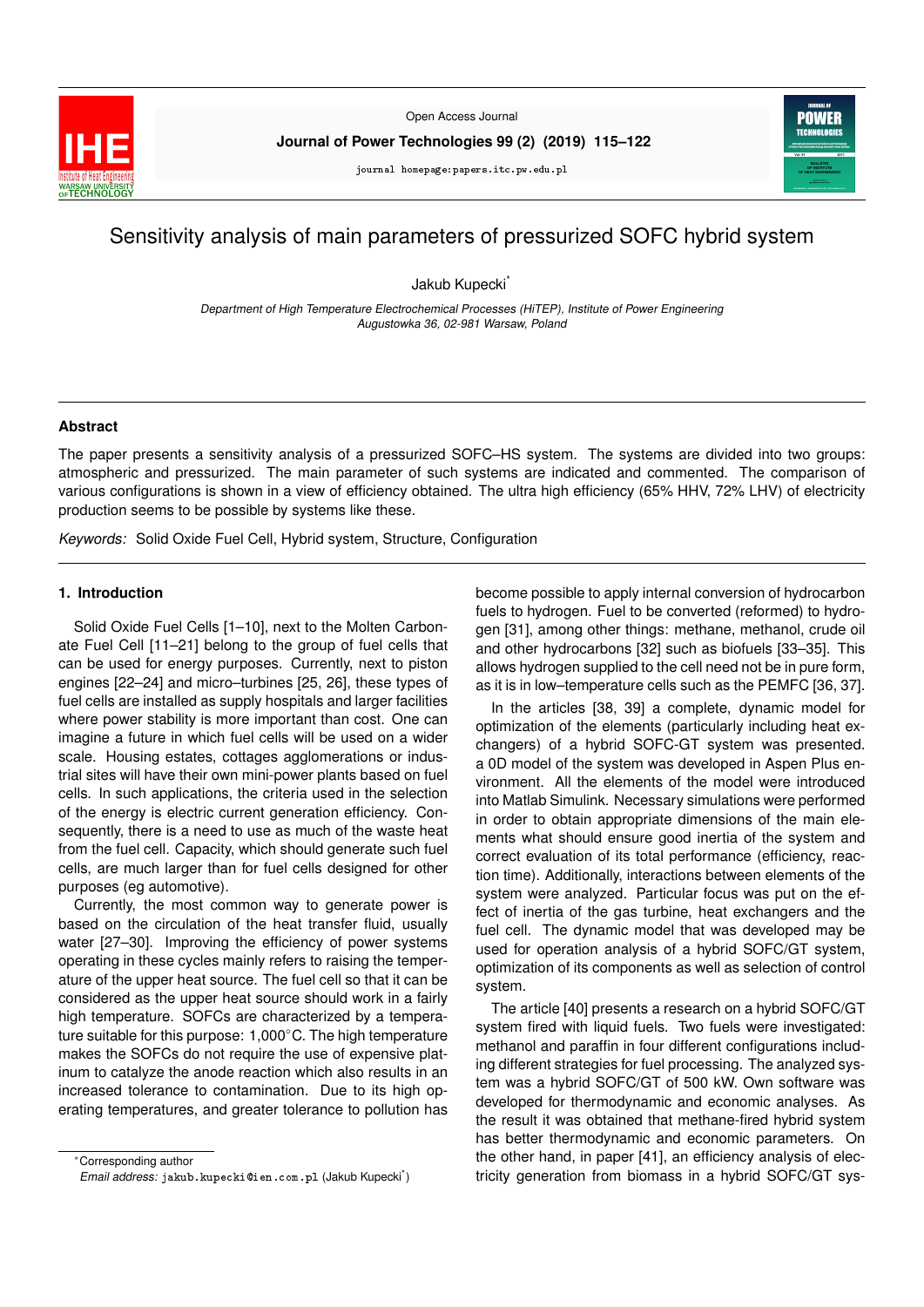# Sensitivity analysis of main parameters of pressurized SOFC hybrid system

Jakub Kupecki*

*Department of High Temperature Electrochemical Processes (HiTEP), Institute of Power Engineering Augustowka 36, 02-981 Warsaw, Poland*

## Abstract

The paper presents a sensitivity analysis of a pressurized SOFC–HS system. The systems are divided into two groups: atmospheric and pressurized. The main parameter of such systems are indicated and commented. The comparison of various configurations is shown in a view of efficiency obtained. The ultra high efficiency (65% HHV, 72% LHV) of electricity production seems to be possible by systems like these.

*Keywords:* Solid Oxide Fuel Cell, Hybrid system, Structure, Configuration

## 1. Introduction

Solid Oxide Fuel Cells [1–10], next to the Molten Carbonate Fuel Cell [11–21] belong to the group of fuel cells that can be used for energy purposes. Currently, next to piston engines [22–24] and micro–turbines [25, 26], these types of fuel cells are installed as supply hospitals and larger facilities where power stability is more important than cost. One can imagine a future in which fuel cells will be used on a wider scale. Housing estates, cottages agglomerations or industrial sites will have their own mini-power plants based on fuel cells. In such applications, the criteria used in the selection of the energy is electric current generation efficiency. Consequently, there is a need to use as much of the waste heat from the fuel cell. Capacity, which should generate such fuel cells, are much larger than for fuel cells designed for other purposes (eg automotive).

Currently, the most common way to generate power is based on the circulation of the heat transfer fluid, usually water [27–30]. Improving the efficiency of power systems operating in these cycles mainly refers to raising the temperature of the upper heat source. The fuel cell so that it can be considered as the upper heat source should work in a fairly high temperature. SOFCs are characterized by a temperature suitable for this purpose: 1,000°C. The high temperature makes the SOFCs do not require the use of expensive platinum to catalyze the anode reaction which also results in an increased tolerance to contamination. Due to its high operating temperatures, and greater tolerance to pollution has become possible to apply internal conversion of hydrocarbon fuels to hydrogen. Fuel to be converted (reformed) to hydrogen [31], among other things: methane, methanol, crude oil and other hydrocarbons [32] such as biofuels [33–35]. This allows hydrogen supplied to the cell need not be in pure form, as it is in low–temperature cells such as the PEMFC [36, 37].

In the articles [38, 39] a complete, dynamic model for optimization of the elements (particularly including heat exchangers) of a hybrid SOFC-GT system was presented. a 0D model of the system was developed in Aspen Plus environment. All the elements of the model were introduced into Matlab Simulink. Necessary simulations were performed in order to obtain appropriate dimensions of the main elements what should ensure good inertia of the system and correct evaluation of its total performance (efficiency, reaction time). Additionally, interactions between elements of the system were analyzed. Particular focus was put on the effect of inertia of the gas turbine, heat exchangers and the fuel cell. The dynamic model that was developed may be used for operation analysis of a hybrid SOFC/GT system, optimization of its components as well as selection of control system.

The article [40] presents a research on a hybrid SOFC/GT system fired with liquid fuels. Two fuels were investigated: methanol and paraffin in four different configurations including different strategies for fuel processing. The analyzed system was a hybrid SOFC/GT of 500 kW. Own software was developed for thermodynamic and economic analyses. As the result it was obtained that methane-fired hybrid system has better thermodynamic and economic parameters. On the other hand, in paper [41], an efficiency analysis of electricity generation from biomass in a hybrid SOFC/GT sys-

*Corresponding author
*Email address:* jakub.kupecki@ien.com.pl (Jakub Kupecki*)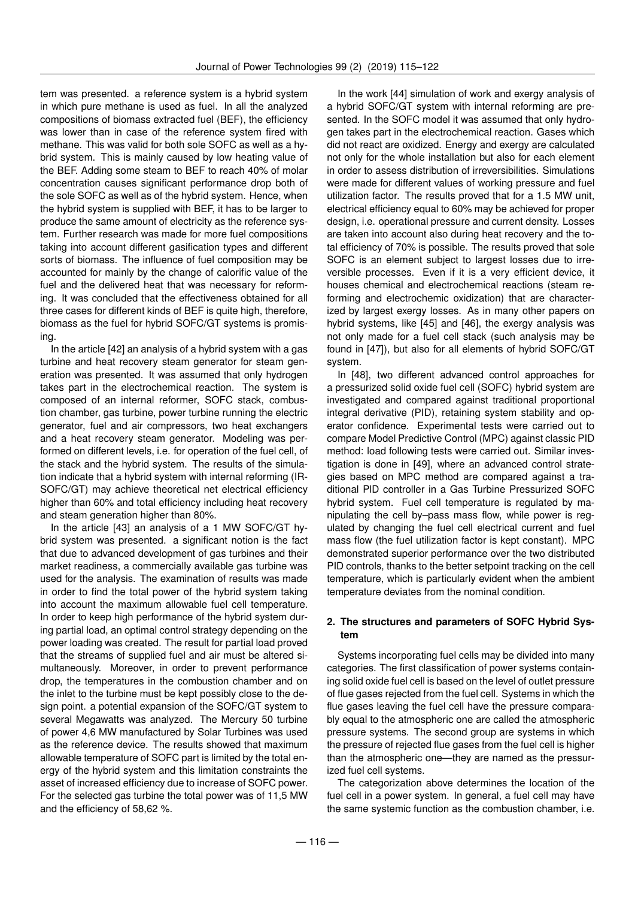tem was presented. a reference system is a hybrid system in which pure methane is used as fuel. In all the analyzed compositions of biomass extracted fuel (BEF), the efficiency was lower than in case of the reference system fired with methane. This was valid for both sole SOFC as well as a hybrid system. This is mainly caused by low heating value of the BEF. Adding some steam to BEF to reach 40% of molar concentration causes significant performance drop both of the sole SOFC as well as of the hybrid system. Hence, when the hybrid system is supplied with BEF, it has to be larger to produce the same amount of electricity as the reference system. Further research was made for more fuel compositions taking into account different gasification types and different sorts of biomass. The influence of fuel composition may be accounted for mainly by the change of calorific value of the fuel and the delivered heat that was necessary for reforming. It was concluded that the effectiveness obtained for all three cases for different kinds of BEF is quite high, therefore, biomass as the fuel for hybrid SOFC/GT systems is promising.

In the article [42] an analysis of a hybrid system with a gas turbine and heat recovery steam generator for steam generation was presented. It was assumed that only hydrogen takes part in the electrochemical reaction. The system is composed of an internal reformer, SOFC stack, combustion chamber, gas turbine, power turbine running the electric generator, fuel and air compressors, two heat exchangers and a heat recovery steam generator. Modeling was performed on different levels, i.e. for operation of the fuel cell, of the stack and the hybrid system. The results of the simulation indicate that a hybrid system with internal reforming (IR-SOFC/GT) may achieve theoretical net electrical efficiency higher than 60% and total efficiency including heat recovery and steam generation higher than 80%.

In the article [43] an analysis of a 1 MW SOFC/GT hybrid system was presented. a significant notion is the fact that due to advanced development of gas turbines and their market readiness, a commercially available gas turbine was used for the analysis. The examination of results was made in order to find the total power of the hybrid system taking into account the maximum allowable fuel cell temperature. In order to keep high performance of the hybrid system during partial load, an optimal control strategy depending on the power loading was created. The result for partial load proved that the streams of supplied fuel and air must be altered simultaneously. Moreover, in order to prevent performance drop, the temperatures in the combustion chamber and on the inlet to the turbine must be kept possibly close to the design point. a potential expansion of the SOFC/GT system to several Megawatts was analyzed. The Mercury 50 turbine of power 4,6 MW manufactured by Solar Turbines was used as the reference device. The results showed that maximum allowable temperature of SOFC part is limited by the total energy of the hybrid system and this limitation constraints the asset of increased efficiency due to increase of SOFC power. For the selected gas turbine the total power was of 11,5 MW and the efficiency of 58,62 %.

In the work [44] simulation of work and exergy analysis of a hybrid SOFC/GT system with internal reforming are presented. In the SOFC model it was assumed that only hydrogen takes part in the electrochemical reaction. Gases which did not react are oxidized. Energy and exergy are calculated not only for the whole installation but also for each element in order to assess distribution of irreversibilities. Simulations were made for different values of working pressure and fuel utilization factor. The results proved that for a 1.5 MW unit, electrical efficiency equal to 60% may be achieved for proper design, i.e. operational pressure and current density. Losses are taken into account also during heat recovery and the total efficiency of 70% is possible. The results proved that sole SOFC is an element subject to largest losses due to irreversible processes. Even if it is a very efficient device, it houses chemical and electrochemical reactions (steam reforming and electrochemic oxidization) that are characterized by largest exergy losses. As in many other papers on hybrid systems, like [45] and [46], the exergy analysis was not only made for a fuel cell stack (such analysis may be found in [47]), but also for all elements of hybrid SOFC/GT system.

In [48], two different advanced control approaches for a pressurized solid oxide fuel cell (SOFC) hybrid system are investigated and compared against traditional proportional integral derivative (PID), retaining system stability and operator confidence. Experimental tests were carried out to compare Model Predictive Control (MPC) against classic PID method: load following tests were carried out. Similar investigation is done in [49], where an advanced control strategies based on MPC method are compared against a traditional PID controller in a Gas Turbine Pressurized SOFC hybrid system. Fuel cell temperature is regulated by manipulating the cell by–pass mass flow, while power is regulated by changing the fuel cell electrical current and fuel mass flow (the fuel utilization factor is kept constant). MPC demonstrated superior performance over the two distributed PID controls, thanks to the better setpoint tracking on the cell temperature, which is particularly evident when the ambient temperature deviates from the nominal condition.

## 2. The structures and parameters of SOFC Hybrid System

Systems incorporating fuel cells may be divided into many categories. The first classification of power systems containing solid oxide fuel cell is based on the level of outlet pressure of flue gases rejected from the fuel cell. Systems in which the flue gases leaving the fuel cell have the pressure comparably equal to the atmospheric one are called the atmospheric pressure systems. The second group are systems in which the pressure of rejected flue gases from the fuel cell is higher than the atmospheric one—they are named as the pressurized fuel cell systems.

The categorization above determines the location of the fuel cell in a power system. In general, a fuel cell may have the same systemic function as the combustion chamber, i.e.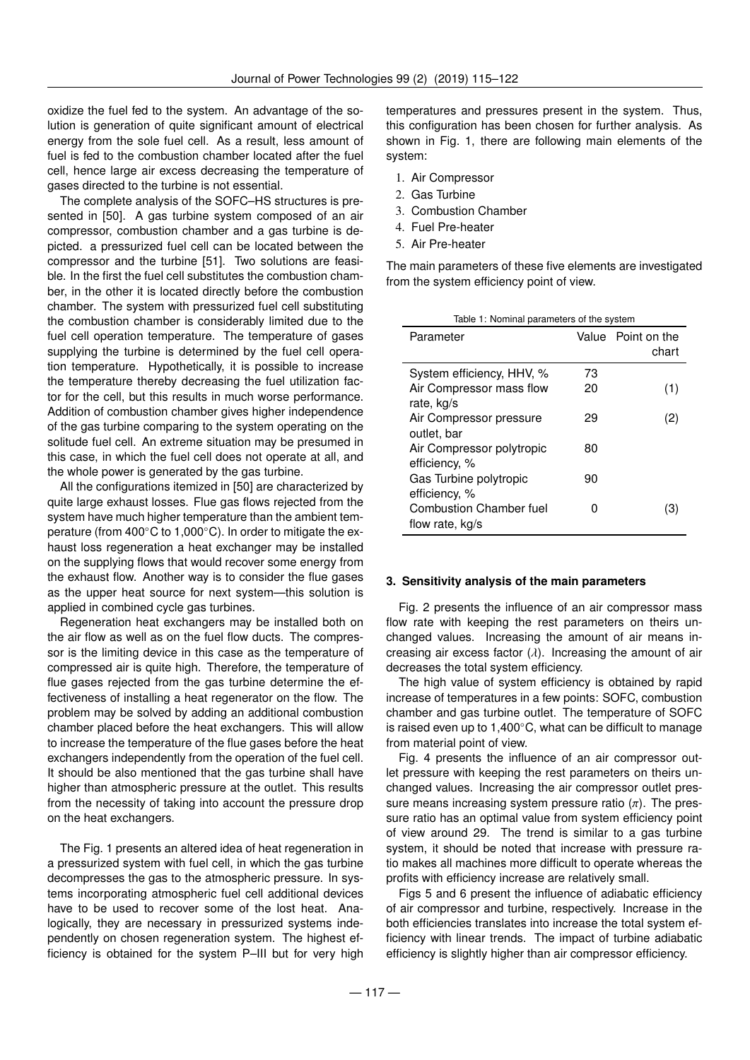oxidize the fuel fed to the system. An advantage of the solution is generation of quite significant amount of electrical energy from the sole fuel cell. As a result, less amount of fuel is fed to the combustion chamber located after the fuel cell, hence large air excess decreasing the temperature of gases directed to the turbine is not essential.

The complete analysis of the SOFC–HS structures is presented in [50]. A gas turbine system composed of an air compressor, combustion chamber and a gas turbine is depicted. a pressurized fuel cell can be located between the compressor and the turbine [51]. Two solutions are feasible. In the first the fuel cell substitutes the combustion chamber, in the other it is located directly before the combustion chamber. The system with pressurized fuel cell substituting the combustion chamber is considerably limited due to the fuel cell operation temperature. The temperature of gases supplying the turbine is determined by the fuel cell operation temperature. Hypothetically, it is possible to increase the temperature thereby decreasing the fuel utilization factor for the cell, but this results in much worse performance. Addition of combustion chamber gives higher independence of the gas turbine comparing to the system operating on the solitude fuel cell. An extreme situation may be presumed in this case, in which the fuel cell does not operate at all, and the whole power is generated by the gas turbine.

All the configurations itemized in [50] are characterized by quite large exhaust losses. Flue gas flows rejected from the system have much higher temperature than the ambient temperature (from 400°C to 1,000°C). In order to mitigate the exhaust loss regeneration a heat exchanger may be installed on the supplying flows that would recover some energy from the exhaust flow. Another way is to consider the flue gases as the upper heat source for next system—this solution is applied in combined cycle gas turbines.

Regeneration heat exchangers may be installed both on the air flow as well as on the fuel flow ducts. The compressor is the limiting device in this case as the temperature of compressed air is quite high. Therefore, the temperature of flue gases rejected from the gas turbine determine the effectiveness of installing a heat regenerator on the flow. The problem may be solved by adding an additional combustion chamber placed before the heat exchangers. This will allow to increase the temperature of the flue gases before the heat exchangers independently from the operation of the fuel cell. It should be also mentioned that the gas turbine shall have higher than atmospheric pressure at the outlet. This results from the necessity of taking into account the pressure drop on the heat exchangers.

The Fig. 1 presents an altered idea of heat regeneration in a pressurized system with fuel cell, in which the gas turbine decompresses the gas to the atmospheric pressure. In systems incorporating atmospheric fuel cell additional devices have to be used to recover some of the lost heat. Analogically, they are necessary in pressurized systems independently on chosen regeneration system. The highest efficiency is obtained for the system P–III but for very high temperatures and pressures present in the system. Thus, this configuration has been chosen for further analysis. As shown in Fig. 1, there are following main elements of the system:

1. Air Compressor
2. Gas Turbine
3. Combustion Chamber
4. Fuel Pre-heater
5. Air Pre-heater

The main parameters of these five elements are investigated from the system efficiency point of view.

Table 1: Nominal parameters of the system

| Parameter | Value | Point on the chart |
|---|---|---|
| System efficiency, HHV, % | 73 | |
| Air Compressor mass flow rate, kg/s | 20 | (1) |
| Air Compressor pressure outlet, bar | 29 | (2) |
| Air Compressor polytropic efficiency, % | 80 | |
| Gas Turbine polytropic efficiency, % | 90 | |
| Combustion Chamber fuel flow rate, kg/s | 0 | (3) |

### 3. Sensitivity analysis of the main parameters

Fig. 2 presents the influence of an air compressor mass flow rate with keeping the rest parameters on theirs unchanged values. Increasing the amount of air means increasing air excess factor ($\lambda$). Increasing the amount of air decreases the total system efficiency.

The high value of system efficiency is obtained by rapid increase of temperatures in a few points: SOFC, combustion chamber and gas turbine outlet. The temperature of SOFC is raised even up to 1,400°C, what can be difficult to manage from material point of view.

Fig. 4 presents the influence of an air compressor outlet pressure with keeping the rest parameters on theirs unchanged values. Increasing the air compressor outlet pressure means increasing system pressure ratio ($\pi$). The pressure ratio has an optimal value from system efficiency point of view around 29. The trend is similar to a gas turbine system, it should be noted that increase with pressure ratio makes all machines more difficult to operate whereas the profits with efficiency increase are relatively small.

Figs 5 and 6 present the influence of adiabatic efficiency of air compressor and turbine, respectively. Increase in the both efficiencies translates into increase the total system efficiency with linear trends. The impact of turbine adiabatic efficiency is slightly higher than air compressor efficiency.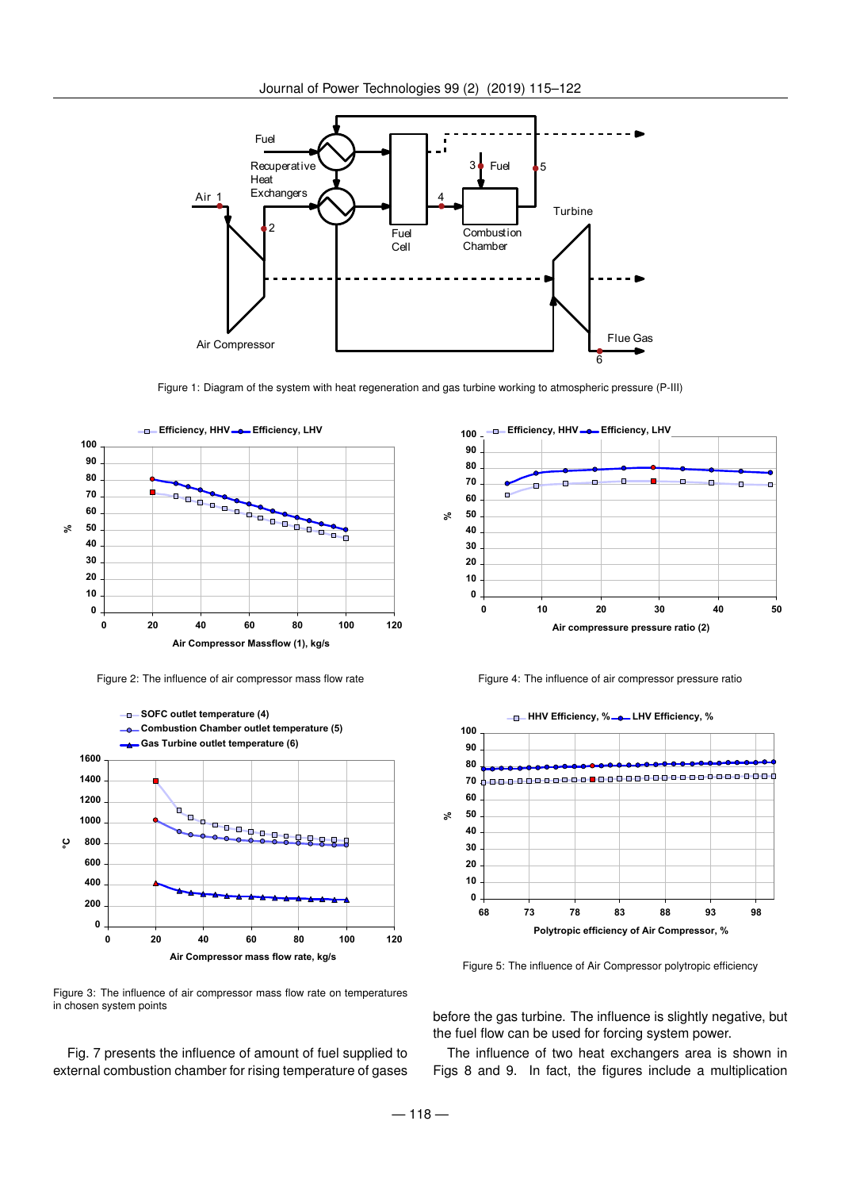Figure 1: Diagram of the system with heat regeneration and gas turbine working to atmospheric pressure (P-III)

Figure 2: The influence of air compressor mass flow rate

Figure 4: The influence of air compressor pressure ratio

Figure 3: The influence of air compressor mass flow rate on temperatures in chosen system points

Figure 5: The influence of Air Compressor polytropic efficiency

Fig. 7 presents the influence of amount of fuel supplied to external combustion chamber for rising temperature of gases before the gas turbine. The influence is slightly negative, but the fuel flow can be used for forcing system power.

The influence of two heat exchangers area is shown in Figs 8 and 9. In fact, the figures include a multiplication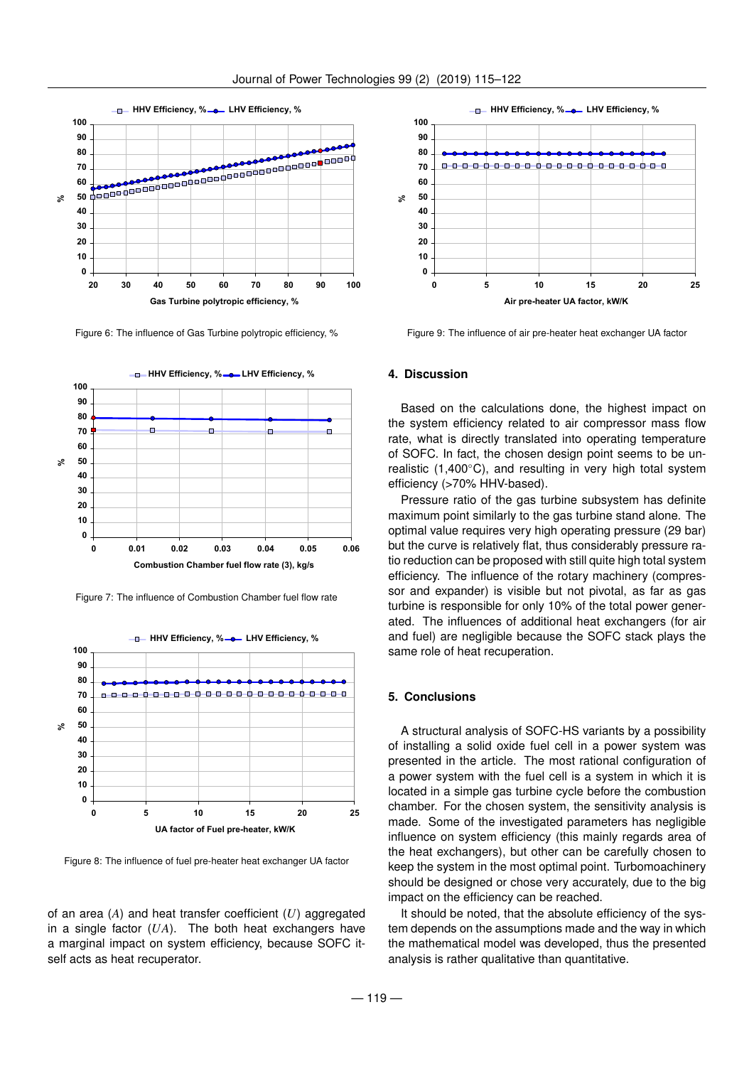Figure 6: The influence of Gas Turbine polytropic efficiency, %

Figure 7: The influence of Combustion Chamber fuel flow rate

Figure 8: The influence of fuel pre-heater heat exchanger UA factor

of an area ($A$) and heat transfer coefficient ($U$) aggregated in a single factor ($UA$). The both heat exchangers have a marginal impact on system efficiency, because SOFC itself acts as heat recuperator.

Figure 9: The influence of air pre-heater heat exchanger UA factor

## 4. Discussion

Based on the calculations done, the highest impact on the system efficiency related to air compressor mass flow rate, what is directly translated into operating temperature of SOFC. In fact, the chosen design point seems to be unrealistic (1,400°C), and resulting in very high total system efficiency (>70% HHV-based).

Pressure ratio of the gas turbine subsystem has definite maximum point similarly to the gas turbine stand alone. The optimal value requires very high operating pressure (29 bar) but the curve is relatively flat, thus considerably pressure ratio reduction can be proposed with still quite high total system efficiency. The influence of the rotary machinery (compressor and expander) is visible but not pivotal, as far as gas turbine is responsible for only 10% of the total power generated. The influences of additional heat exchangers (for air and fuel) are negligible because the SOFC stack plays the same role of heat recuperation.

## 5. Conclusions

A structural analysis of SOFC-HS variants by a possibility of installing a solid oxide fuel cell in a power system was presented in the article. The most rational configuration of a power system with the fuel cell is a system in which it is located in a simple gas turbine cycle before the combustion chamber. For the chosen system, the sensitivity analysis is made. Some of the investigated parameters has negligible influence on system efficiency (this mainly regards area of the heat exchangers), but other can be carefully chosen to keep the system in the most optimal point. Turbomoachinery should be designed or chose very accurately, due to the big impact on the efficiency can be reached.

It should be noted, that the absolute efficiency of the system depends on the assumptions made and the way in which the mathematical model was developed, thus the presented analysis is rather qualitative than quantitative.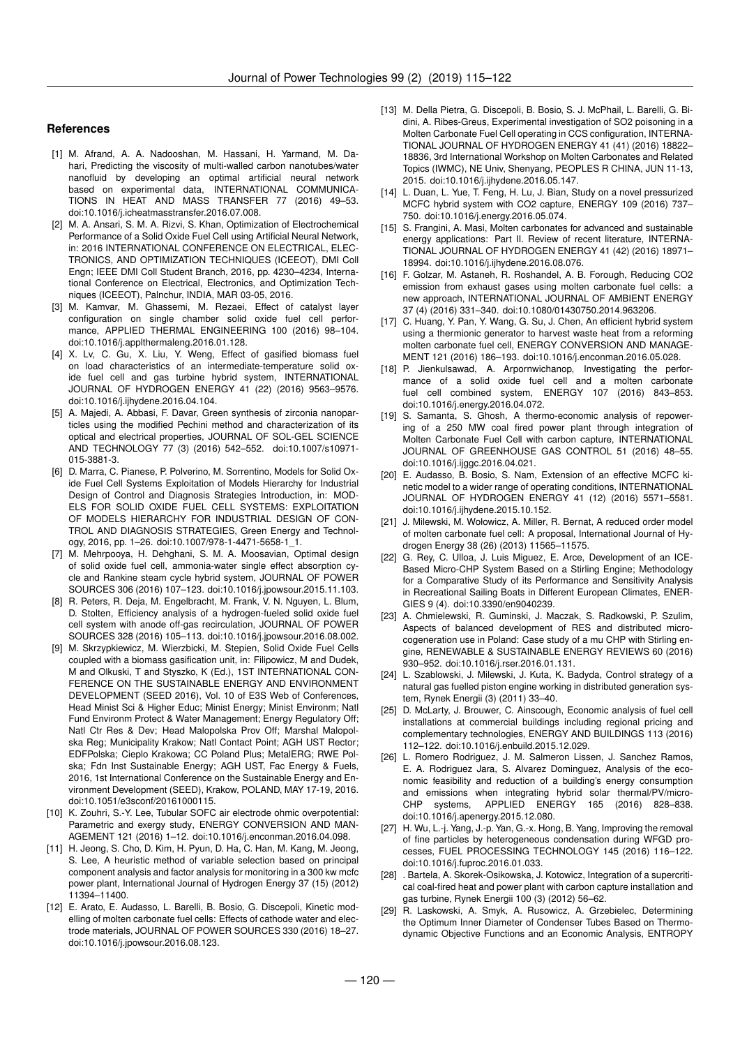## References

[1] M. Afrand, A. A. Nadooshan, M. Hassani, H. Yarmand, M. Dahari, Predicting the viscosity of multi-walled carbon nanotubes/water nanofluid by developing an optimal artificial neural network based on experimental data, INTERNATIONAL COMMUNICATIONS IN HEAT AND MASS TRANSFER 77 (2016) 49–53. doi:10.1016/j.icheatmasstransfer.2016.07.008.

[2] M. A. Ansari, S. M. A. Rizvi, S. Khan, Optimization of Electrochemical Performance of a Solid Oxide Fuel Cell using Artificial Neural Network, in: 2016 INTERNATIONAL CONFERENCE ON ELECTRICAL, ELECTRONICS, AND OPTIMIZATION TECHNIQUES (ICEEOT), DMI Coll Engn; IEEE DMI Coll Student Branch, 2016, pp. 4230–4234, International Conference on Electrical, Electronics, and Optimization Techniques (ICEEOT), Palnchur, INDIA, MAR 03-05, 2016.

[3] M. Kamvar, M. Ghassemi, M. Rezaei, Effect of catalyst layer configuration on single chamber solid oxide fuel cell performance, APPLIED THERMAL ENGINEERING 100 (2016) 98–104. doi:10.1016/j.applthermaleng.2016.01.128.

[4] X. Lv, C. Gu, X. Liu, Y. Weng, Effect of gasified biomass fuel on load characteristics of an intermediate-temperature solid oxide fuel cell and gas turbine hybrid system, INTERNATIONAL JOURNAL OF HYDROGEN ENERGY 41 (22) (2016) 9563–9576. doi:10.1016/j.ijhydene.2016.04.104.

[5] A. Majedi, A. Abbasi, F. Davar, Green synthesis of zirconia nanoparticles using the modified Pechini method and characterization of its optical and electrical properties, JOURNAL OF SOL-GEL SCIENCE AND TECHNOLOGY 77 (3) (2016) 542–552. doi:10.1007/s10971-015-3881-3.

[6] D. Marra, C. Pianese, P. Polverino, M. Sorrentino, Models for Solid Oxide Fuel Cell Systems Exploitation of Models Hierarchy for Industrial Design of Control and Diagnosis Strategies Introduction, in: MODELS FOR SOLID OXIDE FUEL CELL SYSTEMS: EXPLOITATION OF MODELS HIERARCHY FOR INDUSTRIAL DESIGN OF CONTROL AND DIAGNOSIS STRATEGIES, Green Energy and Technology, 2016, pp. 1–26. doi:10.1007/978-1-4471-5658-1_1.

[7] M. Mehrpooya, H. Dehghani, S. M. A. Moosavian, Optimal design of solid oxide fuel cell, ammonia-water single effect absorption cycle and Rankine steam cycle hybrid system, JOURNAL OF POWER SOURCES 306 (2016) 107–123. doi:10.1016/j.jpowsour.2015.11.103.

[8] R. Peters, R. Deja, M. Engelbracht, M. Frank, V. N. Nguyen, L. Blum, D. Stolten, Efficiency analysis of a hydrogen-fueled solid oxide fuel cell system with anode off-gas recirculation, JOURNAL OF POWER SOURCES 328 (2016) 105–113. doi:10.1016/j.jpowsour.2016.08.002.

[9] M. Skrzypkiewicz, M. Wierzbicki, M. Stepien, Solid Oxide Fuel Cells coupled with a biomass gasification unit, in: Filipowicz, M and Dudek, M and Olkuski, T and Styszko, K (Ed.), 1ST INTERNATIONAL CONFERENCE ON THE SUSTAINABLE ENERGY AND ENVIRONMENT DEVELOPMENT (SEED 2016), Vol. 10 of E3S Web of Conferences, Head Minist Sci & Higher Educ; Minist Energy; Minist Environm; Natl Fund Environm Protect & Water Management; Energy Regulatory Off; Natl Ctr Res & Dev; Head Malopolska Prov Off; Marshal Malopolska Reg; Municipality Krakow; Natl Contact Point; AGH UST Rector; EDFPolska; Cieplo Krakowa; CC Poland Plus; MetalERG; RWE Polska; Fdn Inst Sustainable Energy; AGH UST, Fac Energy & Fuels, 2016, 1st International Conference on the Sustainable Energy and Environment Development (SEED), Krakow, POLAND, MAY 17-19, 2016. doi:10.1051/e3sconf/20161000115.

[10] K. Zouhri, S.-Y. Lee, Tubular SOFC air electrode ohmic overpotential: Parametric and exergy study, ENERGY CONVERSION AND MANAGEMENT 121 (2016) 1–12. doi:10.1016/j.enconman.2016.04.098.

[11] H. Jeong, S. Cho, D. Kim, H. Pyun, D. Ha, C. Han, M. Kang, M. Jeong, S. Lee, A heuristic method of variable selection based on principal component analysis and factor analysis for monitoring in a 300 kw mcfc power plant, International Journal of Hydrogen Energy 37 (15) (2012) 11394–11400.

[12] E. Arato, E. Audasso, L. Barelli, B. Bosio, G. Discepoli, Kinetic modelling of molten carbonate fuel cells: Effects of cathode water and electrode materials, JOURNAL OF POWER SOURCES 330 (2016) 18–27. doi:10.1016/j.jpowsour.2016.08.123.

[13] M. Della Pietra, G. Discepoli, B. Bosio, S. J. McPhail, L. Barelli, G. Bidini, A. Ribes-Greus, Experimental investigation of SO2 poisoning in a Molten Carbonate Fuel Cell operating in CCS configuration, INTERNATIONAL JOURNAL OF HYDROGEN ENERGY 41 (41) (2016) 18822–18836, 3rd International Workshop on Molten Carbonates and Related Topics (IWMC), NE Univ, Shenyang, PEOPLES R CHINA, JUN 11-13, 2015. doi:10.1016/j.ijhydene.2016.05.147.

[14] L. Duan, L. Yue, T. Feng, H. Lu, J. Bian, Study on a novel pressurized MCFC hybrid system with CO2 capture, ENERGY 109 (2016) 737–750. doi:10.1016/j.energy.2016.05.074.

[15] S. Frangini, A. Masi, Molten carbonates for advanced and sustainable energy applications: Part II. Review of recent literature, INTERNATIONAL JOURNAL OF HYDROGEN ENERGY 41 (42) (2016) 18971–18994. doi:10.1016/j.ijhydene.2016.08.076.

[16] F. Golzar, M. Astaneh, R. Roshandel, A. B. Forough, Reducing CO2 emission from exhaust gases using molten carbonate fuel cells: a new approach, INTERNATIONAL JOURNAL OF AMBIENT ENERGY 37 (4) (2016) 331–340. doi:10.1080/01430750.2014.963206.

[17] C. Huang, Y. Pan, Y. Wang, G. Su, J. Chen, An efficient hybrid system using a thermionic generator to harvest waste heat from a reforming molten carbonate fuel cell, ENERGY CONVERSION AND MANAGEMENT 121 (2016) 186–193. doi:10.1016/j.enconman.2016.05.028.

[18] P. Jienkulsawad, A. Arpornwichanop, Investigating the performance of a solid oxide fuel cell and a molten carbonate fuel cell combined system, ENERGY 107 (2016) 843–853. doi:10.1016/j.energy.2016.04.072.

[19] S. Samanta, S. Ghosh, A thermo-economic analysis of repowering of a 250 MW coal fired power plant through integration of Molten Carbonate Fuel Cell with carbon capture, INTERNATIONAL JOURNAL OF GREENHOUSE GAS CONTROL 51 (2016) 48–55. doi:10.1016/j.ijggc.2016.04.021.

[20] E. Audasso, B. Bosio, S. Nam, Extension of an effective MCFC kinetic model to a wider range of operating conditions, INTERNATIONAL JOURNAL OF HYDROGEN ENERGY 41 (12) (2016) 5571–5581. doi:10.1016/j.ijhydene.2015.10.152.

[21] J. Milewski, M. Wołowicz, A. Miller, R. Bernat, A reduced order model of molten carbonate fuel cell: A proposal, International Journal of Hydrogen Energy 38 (26) (2013) 11565–11575.

[22] G. Rey, C. Ulloa, J. Luis Miguez, E. Arce, Development of an ICE-Based Micro-CHP System Based on a Stirling Engine; Methodology for a Comparative Study of its Performance and Sensitivity Analysis in Recreational Sailing Boats in Different European Climates, ENERGIES 9 (4). doi:10.3390/en9040239.

[23] A. Chmielewski, R. Guminski, J. Maczak, S. Radkowski, P. Szulim, Aspects of balanced development of RES and distributed micro-cogeneration use in Poland: Case study of a mu CHP with Stirling engine, RENEWABLE & SUSTAINABLE ENERGY REVIEWS 60 (2016) 930–952. doi:10.1016/j.rser.2016.01.131.

[24] L. Szablowski, J. Milewski, J. Kuta, K. Badyda, Control strategy of a natural gas fuelled piston engine working in distributed generation system, Rynek Energii (3) (2011) 33–40.

[25] D. McLarty, J. Brouwer, C. Ainscough, Economic analysis of fuel cell installations at commercial buildings including regional pricing and complementary technologies, ENERGY AND BUILDINGS 113 (2016) 112–122. doi:10.1016/j.enbuild.2015.12.029.

[26] L. Romero Rodriguez, J. M. Salmeron Lissen, J. Sanchez Ramos, E. A. Rodriguez Jara, S. Alvarez Dominguez, Analysis of the economic feasibility and reduction of a building's energy consumption and emissions when integrating hybrid solar thermal/PV/micro-CHP systems, APPLIED ENERGY 165 (2016) 828–838. doi:10.1016/j.apenergy.2015.12.080.

[27] H. Wu, L.-j. Yang, J.-p. Yan, G.-x. Hong, B. Yang, Improving the removal of fine particles by heterogeneous condensation during WFGD processes, FUEL PROCESSING TECHNOLOGY 145 (2016) 116–122. doi:10.1016/j.fuproc.2016.01.033.

[28] . Bartela, A. Skorek-Osikowska, J. Kotowicz, Integration of a supercritical coal-fired heat and power plant with carbon capture installation and gas turbine, Rynek Energii 100 (3) (2012) 56–62.

[29] R. Laskowski, A. Smyk, A. Rusowicz, A. Grzebielec, Determining the Optimum Inner Diameter of Condenser Tubes Based on Thermodynamic Objective Functions and an Economic Analysis, ENTROPY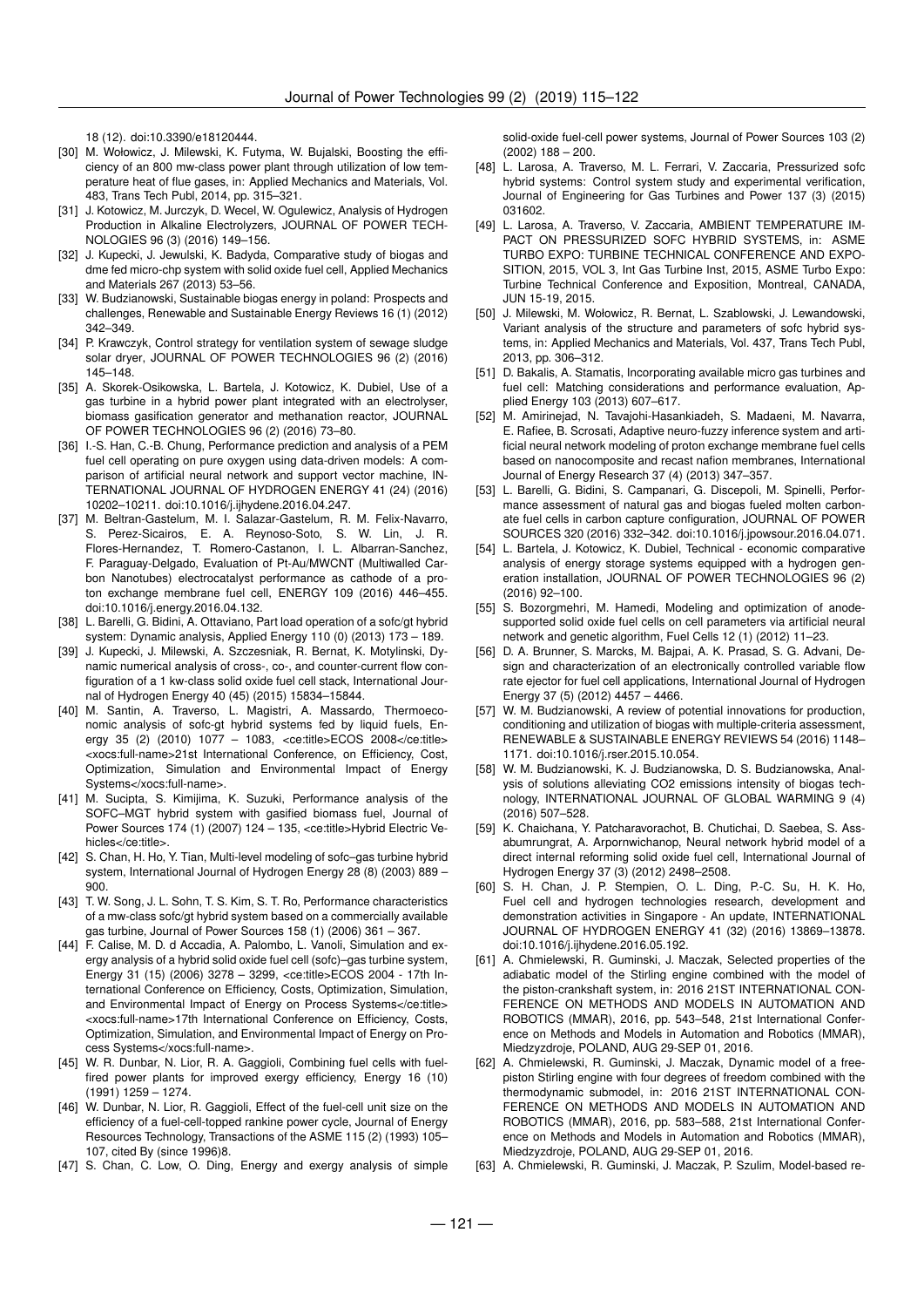18 (12). doi:10.3390/e18120444.

[30] M. Wołowicz, J. Milewski, K. Futyma, W. Bujalski, Boosting the efficiency of an 800 mw-class power plant through utilization of low temperature heat of flue gases, in: Applied Mechanics and Materials, Vol. 483, Trans Tech Publ, 2014, pp. 315–321.

[31] J. Kotowicz, M. Jurczyk, D. Wecel, W. Ogulewicz, Analysis of Hydrogen Production in Alkaline Electrolyzers, JOURNAL OF POWER TECHNOLOGIES 96 (3) (2016) 149–156.

[32] J. Kupecki, J. Jewulski, K. Badyda, Comparative study of biogas and dme fed micro-chp system with solid oxide fuel cell, Applied Mechanics and Materials 267 (2013) 53–56.

[33] W. Budzianowski, Sustainable biogas energy in poland: Prospects and challenges, Renewable and Sustainable Energy Reviews 16 (1) (2012) 342–349.

[34] P. Krawczyk, Control strategy for ventilation system of sewage sludge solar dryer, JOURNAL OF POWER TECHNOLOGIES 96 (2) (2016) 145–148.

[35] A. Skorek-Osikowska, L. Bartela, J. Kotowicz, K. Dubiel, Use of a gas turbine in a hybrid power plant integrated with an electrolyser, biomass gasification generator and methanation reactor, JOURNAL OF POWER TECHNOLOGIES 96 (2) (2016) 73–80.

[36] I.-S. Han, C.-B. Chung, Performance prediction and analysis of a PEM fuel cell operating on pure oxygen using data-driven models: A comparison of artificial neural network and support vector machine, INTERNATIONAL JOURNAL OF HYDROGEN ENERGY 41 (24) (2016) 10202–10211. doi:10.1016/j.ijhydene.2016.04.247.

[37] M. Beltran-Gastelum, M. I. Salazar-Gastelum, R. M. Felix-Navarro, S. Perez-Sicairos, E. A. Reynoso-Soto, S. W. Lin, J. R. Flores-Hernandez, T. Romero-Castanon, I. L. Albarran-Sanchez, F. Paraguay-Delgado, Evaluation of Pt-Au/MWCNT (Multiwalled Carbon Nanotubes) electrocatalyst performance as cathode of a proton exchange membrane fuel cell, ENERGY 109 (2016) 446–455. doi:10.1016/j.energy.2016.04.132.

[38] L. Barelli, G. Bidini, A. Ottaviano, Part load operation of a sofc/gt hybrid system: Dynamic analysis, Applied Energy 110 (0) (2013) 173 – 189.

[39] J. Kupecki, J. Milewski, A. Szczesniak, R. Bernat, K. Motylinski, Dynamic numerical analysis of cross-, co-, and counter-current flow configuration of a 1 kw-class solid oxide fuel cell stack, International Journal of Hydrogen Energy 40 (45) (2015) 15834–15844.

[40] M. Santin, A. Traverso, L. Magistri, A. Massardo, Thermoeconomic analysis of sofc-gt hybrid systems fed by liquid fuels, Energy 35 (2) (2010) 1077 – 1083, <ce:title>ECOS 2008</ce:title> <xocs:full-name>21st International Conference, on Efficiency, Cost, Optimization, Simulation and Environmental Impact of Energy Systems</xocs:full-name>.

[41] M. Sucipta, S. Kimijima, K. Suzuki, Performance analysis of the SOFC–MGT hybrid system with gasified biomass fuel, Journal of Power Sources 174 (1) (2007) 124 – 135, <ce:title>Hybrid Electric Vehicles</ce:title>.

[42] S. Chan, H. Ho, Y. Tian, Multi-level modeling of sofc–gas turbine hybrid system, International Journal of Hydrogen Energy 28 (8) (2003) 889 – 900.

[43] T. W. Song, J. L. Sohn, T. S. Kim, S. T. Ro, Performance characteristics of a mw-class sofc/gt hybrid system based on a commercially available gas turbine, Journal of Power Sources 158 (1) (2006) 361 – 367.

[44] F. Calise, M. D. d Accadia, A. Palombo, L. Vanoli, Simulation and exergy analysis of a hybrid solid oxide fuel cell (sofc)–gas turbine system, Energy 31 (15) (2006) 3278 – 3299, <ce:title>ECOS 2004 - 17th International Conference on Efficiency, Costs, Optimization, Simulation, and Environmental Impact of Energy on Process Systems</ce:title> <xocs:full-name>17th International Conference on Efficiency, Costs, Optimization, Simulation, and Environmental Impact of Energy on Process Systems</xocs:full-name>.

[45] W. R. Dunbar, N. Lior, R. A. Gaggioli, Combining fuel cells with fuel-fired power plants for improved exergy efficiency, Energy 16 (10) (1991) 1259 – 1274.

[46] W. Dunbar, N. Lior, R. Gaggioli, Effect of the fuel-cell unit size on the efficiency of a fuel-cell-topped rankine power cycle, Journal of Energy Resources Technology, Transactions of the ASME 115 (2) (1993) 105–107, cited By (since 1996)8.

[47] S. Chan, C. Low, O. Ding, Energy and exergy analysis of simple solid-oxide fuel-cell power systems, Journal of Power Sources 103 (2) (2002) 188 – 200.

[48] L. Larosa, A. Traverso, M. L. Ferrari, V. Zaccaria, Pressurized sofc hybrid systems: Control system study and experimental verification, Journal of Engineering for Gas Turbines and Power 137 (3) (2015) 031602.

[49] L. Larosa, A. Traverso, V. Zaccaria, AMBIENT TEMPERATURE IMPACT ON PRESSURIZED SOFC HYBRID SYSTEMS, in: ASME TURBO EXPO: TURBINE TECHNICAL CONFERENCE AND EXPOSITION, 2015, VOL 3, Int Gas Turbine Inst, 2015, ASME Turbo Expo: Turbine Technical Conference and Exposition, Montreal, CANADA, JUN 15-19, 2015.

[50] J. Milewski, M. Wołowicz, R. Bernat, L. Szablowski, J. Lewandowski, Variant analysis of the structure and parameters of sofc hybrid systems, in: Applied Mechanics and Materials, Vol. 437, Trans Tech Publ, 2013, pp. 306–312.

[51] D. Bakalis, A. Stamatis, Incorporating available micro gas turbines and fuel cell: Matching considerations and performance evaluation, Applied Energy 103 (2013) 607–617.

[52] M. Amirinejad, N. Tavajohi-Hasankiadeh, S. Madaeni, M. Navarra, E. Rafiee, B. Scrosati, Adaptive neuro-fuzzy inference system and artificial neural network modeling of proton exchange membrane fuel cells based on nanocomposite and recast nafion membranes, International Journal of Energy Research 37 (4) (2013) 347–357.

[53] L. Barelli, G. Bidini, S. Campanari, G. Discepoli, M. Spinelli, Performance assessment of natural gas and biogas fueled molten carbonate fuel cells in carbon capture configuration, JOURNAL OF POWER SOURCES 320 (2016) 332–342. doi:10.1016/j.jpowsour.2016.04.071.

[54] L. Bartela, J. Kotowicz, K. Dubiel, Technical - economic comparative analysis of energy storage systems equipped with a hydrogen generation installation, JOURNAL OF POWER TECHNOLOGIES 96 (2) (2016) 92–100.

[55] S. Bozorgmehri, M. Hamedi, Modeling and optimization of anode-supported solid oxide fuel cells on cell parameters via artificial neural network and genetic algorithm, Fuel Cells 12 (1) (2012) 11–23.

[56] D. A. Brunner, S. Marcks, M. Bajpai, A. K. Prasad, S. G. Advani, Design and characterization of an electronically controlled variable flow rate ejector for fuel cell applications, International Journal of Hydrogen Energy 37 (5) (2012) 4457 – 4466.

[57] W. M. Budzianowski, A review of potential innovations for production, conditioning and utilization of biogas with multiple-criteria assessment, RENEWABLE & SUSTAINABLE ENERGY REVIEWS 54 (2016) 1148–1171. doi:10.1016/j.rser.2015.10.054.

[58] W. M. Budzianowski, K. J. Budzianowska, D. S. Budzianowska, Analysis of solutions alleviating CO2 emissions intensity of biogas technology, INTERNATIONAL JOURNAL OF GLOBAL WARMING 9 (4) (2016) 507–528.

[59] K. Chaichana, Y. Patcharavorachot, B. Chutichai, D. Saebea, S. Assabumrungrat, A. Arpornwichanop, Neural network hybrid model of a direct internal reforming solid oxide fuel cell, International Journal of Hydrogen Energy 37 (3) (2012) 2498–2508.

[60] S. H. Chan, J. P. Stempien, O. L. Ding, P.-C. Su, H. K. Ho, Fuel cell and hydrogen technologies research, development and demonstration activities in Singapore - An update, INTERNATIONAL JOURNAL OF HYDROGEN ENERGY 41 (32) (2016) 13869–13878. doi:10.1016/j.ijhydene.2016.05.192.

[61] A. Chmielewski, R. Guminski, J. Maczak, Selected properties of the adiabatic model of the Stirling engine combined with the model of the piston-crankshaft system, in: 2016 21ST INTERNATIONAL CONFERENCE ON METHODS AND MODELS IN AUTOMATION AND ROBOTICS (MMAR), 2016, pp. 543–548, 21st International Conference on Methods and Models in Automation and Robotics (MMAR), Miedzyzdroje, POLAND, AUG 29-SEP 01, 2016.

[62] A. Chmielewski, R. Guminski, J. Maczak, Dynamic model of a free-piston Stirling engine with four degrees of freedom combined with the thermodynamic submodel, in: 2016 21ST INTERNATIONAL CONFERENCE ON METHODS AND MODELS IN AUTOMATION AND ROBOTICS (MMAR), 2016, pp. 583–588, 21st International Conference on Methods and Models in Automation and Robotics (MMAR), Miedzyzdroje, POLAND, AUG 29-SEP 01, 2016.

[63] A. Chmielewski, R. Guminski, J. Maczak, P. Szulim, Model-based re-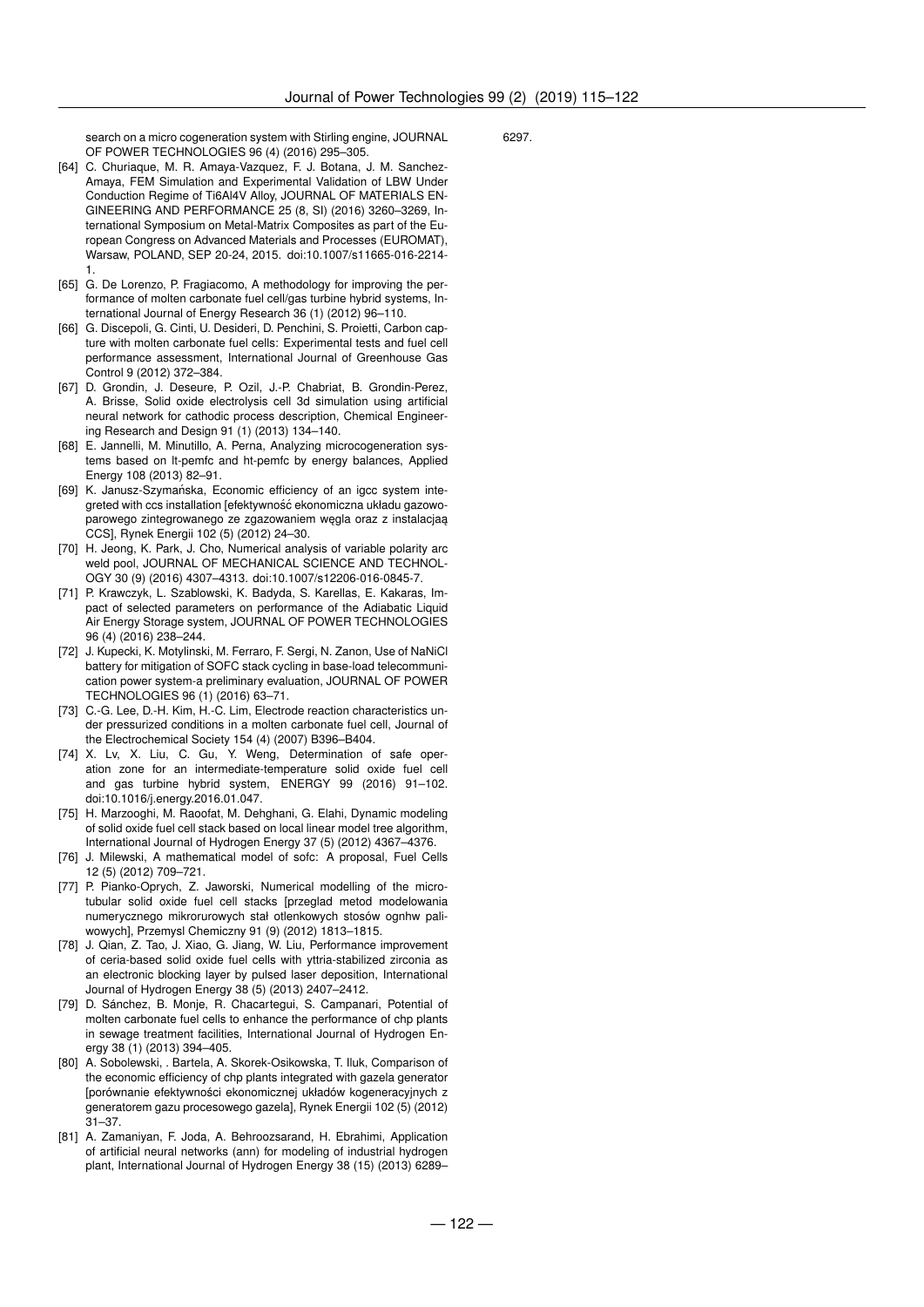search on a micro cogeneration system with Stirling engine, JOURNAL OF POWER TECHNOLOGIES 96 (4) (2016) 295–305.

[64] C. Churiaque, M. R. Amaya-Vazquez, F. J. Botana, J. M. Sanchez-Amaya, FEM Simulation and Experimental Validation of LBW Under Conduction Regime of Ti6Al4V Alloy, JOURNAL OF MATERIALS ENGINEERING AND PERFORMANCE 25 (8, SI) (2016) 3260–3269, International Symposium on Metal-Matrix Composites as part of the European Congress on Advanced Materials and Processes (EUROMAT), Warsaw, POLAND, SEP 20-24, 2015. doi:10.1007/s11665-016-2214-1.

[65] G. De Lorenzo, P. Fragiacomo, A methodology for improving the performance of molten carbonate fuel cell/gas turbine hybrid systems, International Journal of Energy Research 36 (1) (2012) 96–110.

[66] G. Discepoli, G. Cinti, U. Desideri, D. Penchini, S. Proietti, Carbon capture with molten carbonate fuel cells: Experimental tests and fuel cell performance assessment, International Journal of Greenhouse Gas Control 9 (2012) 372–384.

[67] D. Grondin, J. Deseure, P. Ozil, J.-P. Chabriat, B. Grondin-Perez, A. Brisse, Solid oxide electrolysis cell 3d simulation using artificial neural network for cathodic process description, Chemical Engineering Research and Design 91 (1) (2013) 134–140.

[68] E. Jannelli, M. Minutillo, A. Perna, Analyzing microcogeneration systems based on lt-pemfc and ht-pemfc by energy balances, Applied Energy 108 (2013) 82–91.

[69] K. Janusz-Szymańska, Economic efficiency of an igcc system integreted with ccs installation [efektywność ekonomiczna układu gazowo-parowego zintegrowanego ze zgazowaniem węgla oraz z instalacją CCS], Rynek Energii 102 (5) (2012) 24–30.

[70] H. Jeong, K. Park, J. Cho, Numerical analysis of variable polarity arc weld pool, JOURNAL OF MECHANICAL SCIENCE AND TECHNOLOGY 30 (9) (2016) 4307–4313. doi:10.1007/s12206-016-0845-7.

[71] P. Krawczyk, L. Szablowski, K. Badyda, S. Karellas, E. Kakaras, Impact of selected parameters on performance of the Adiabatic Liquid Air Energy Storage system, JOURNAL OF POWER TECHNOLOGIES 96 (4) (2016) 238–244.

[72] J. Kupecki, K. Motylinski, M. Ferraro, F. Sergi, N. Zanon, Use of NaNiCl battery for mitigation of SOFC stack cycling in base-load telecommunication power system-a preliminary evaluation, JOURNAL OF POWER TECHNOLOGIES 96 (1) (2016) 63–71.

[73] C.-G. Lee, D.-H. Kim, H.-C. Lim, Electrode reaction characteristics under pressurized conditions in a molten carbonate fuel cell, Journal of the Electrochemical Society 154 (4) (2007) B396–B404.

[74] X. Lv, X. Liu, C. Gu, Y. Weng, Determination of safe operation zone for an intermediate-temperature solid oxide fuel cell and gas turbine hybrid system, ENERGY 99 (2016) 91–102. doi:10.1016/j.energy.2016.01.047.

[75] H. Marzooghi, M. Raoofat, M. Dehghani, G. Elahi, Dynamic modeling of solid oxide fuel cell stack based on local linear model tree algorithm, International Journal of Hydrogen Energy 37 (5) (2012) 4367–4376.

[76] J. Milewski, A mathematical model of sofc: A proposal, Fuel Cells 12 (5) (2012) 709–721.

[77] P. Pianko-Oprych, Z. Jaworski, Numerical modelling of the microtubular solid oxide fuel cell stacks [przeglad metod modelowania numerycznego mikrorurowych stał otlenkowych stosów ognhw paliwowych], Przemysl Chemiczny 91 (9) (2012) 1813–1815.

[78] J. Qian, Z. Tao, J. Xiao, G. Jiang, W. Liu, Performance improvement of ceria-based solid oxide fuel cells with yttria-stabilized zirconia as an electronic blocking layer by pulsed laser deposition, International Journal of Hydrogen Energy 38 (5) (2013) 2407–2412.

[79] D. Sánchez, B. Monje, R. Chacartegui, S. Campanari, Potential of molten carbonate fuel cells to enhance the performance of chp plants in sewage treatment facilities, International Journal of Hydrogen Energy 38 (1) (2013) 394–405.

[80] A. Sobolewski, . Bartela, A. Skorek-Osikowska, T. Iluk, Comparison of the economic efficiency of chp plants integrated with gazela generator [porównanie efektywności ekonomicznej układów kogeneracyjnych z generatorem gazu procesowego gazela], Rynek Energii 102 (5) (2012) 31–37.

[81] A. Zamaniyan, F. Joda, A. Behroozsarand, H. Ebrahimi, Application of artificial neural networks (ann) for modeling of industrial hydrogen plant, International Journal of Hydrogen Energy 38 (15) (2013) 6289–6297.